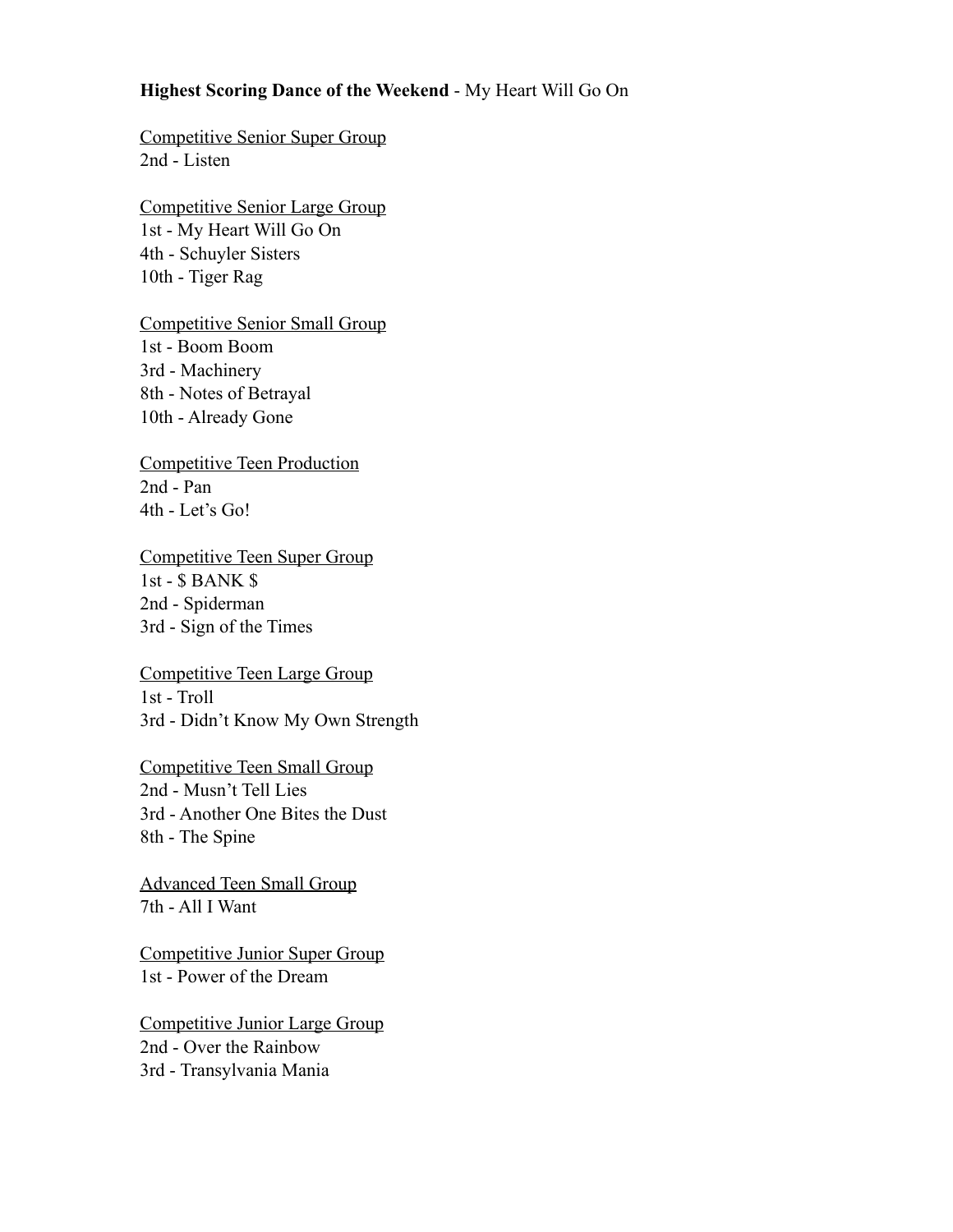**Highest Scoring Dance of the Weekend** - My Heart Will Go On

<u>Competitive Senior Super Group</u>
2nd - Listen

<u>Competitive Senior Large Group</u>
1st - My Heart Will Go On
4th - Schuyler Sisters
10th - Tiger Rag

<u>Competitive Senior Small Group</u>
1st - Boom Boom
3rd - Machinery
8th - Notes of Betrayal
10th - Already Gone

<u>Competitive Teen Production</u>
2nd - Pan
4th - Let's Go!

<u>Competitive Teen Super Group</u>
1st - $ BANK $
2nd - Spiderman
3rd - Sign of the Times

<u>Competitive Teen Large Group</u>
1st - Troll
3rd - Didn't Know My Own Strength

<u>Competitive Teen Small Group</u>
2nd - Musn't Tell Lies
3rd - Another One Bites the Dust
8th - The Spine

<u>Advanced Teen Small Group</u>
7th - All I Want

<u>Competitive Junior Super Group</u>
1st - Power of the Dream

<u>Competitive Junior Large Group</u>
2nd - Over the Rainbow
3rd - Transylvania Mania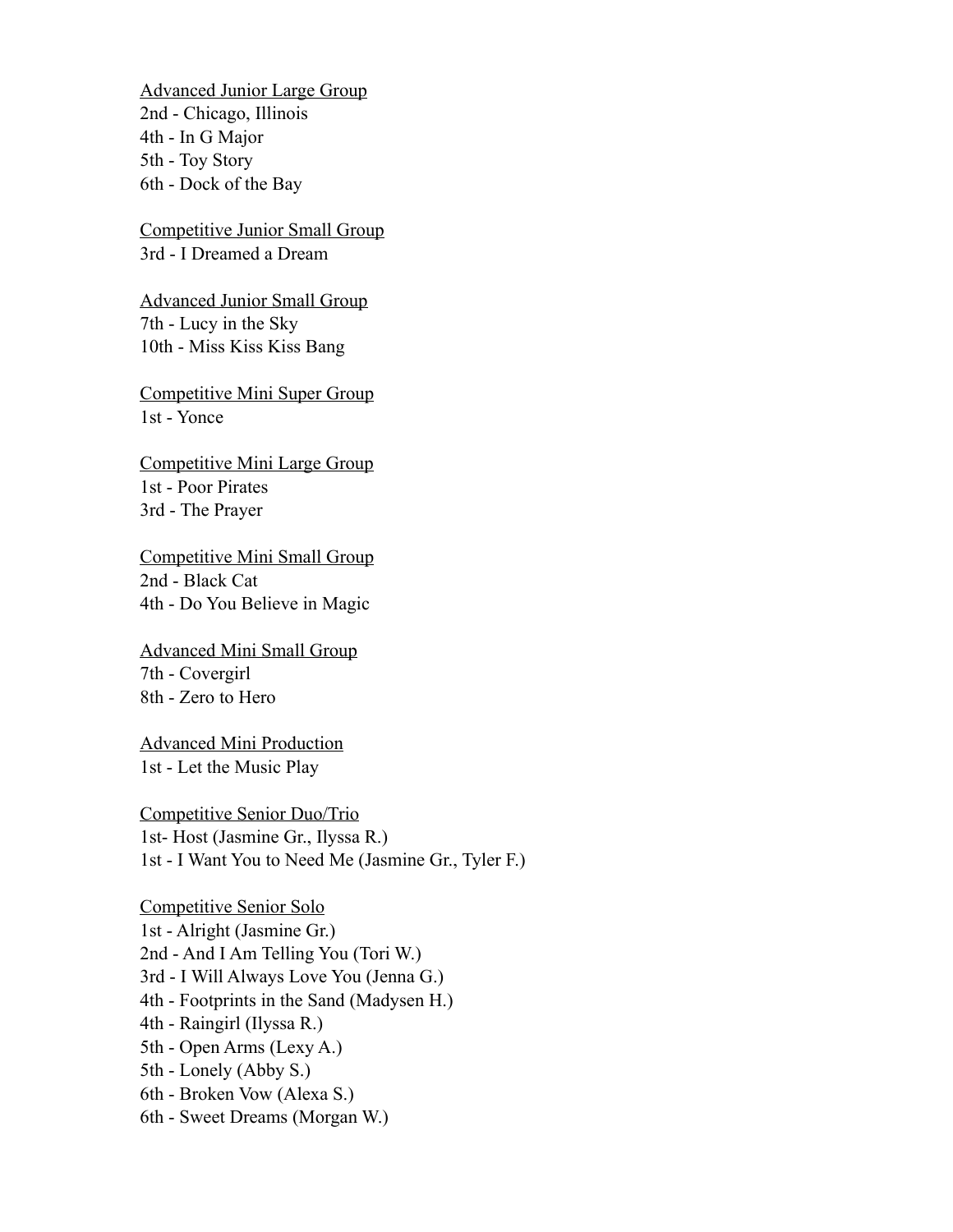<u>Advanced Junior Large Group</u>
2nd - Chicago, Illinois
4th - In G Major
5th - Toy Story
6th - Dock of the Bay

<u>Competitive Junior Small Group</u>
3rd - I Dreamed a Dream

<u>Advanced Junior Small Group</u>
7th - Lucy in the Sky
10th - Miss Kiss Kiss Bang

<u>Competitive Mini Super Group</u>
1st - Yonce

<u>Competitive Mini Large Group</u>
1st - Poor Pirates
3rd - The Prayer

<u>Competitive Mini Small Group</u>
2nd - Black Cat
4th - Do You Believe in Magic

<u>Advanced Mini Small Group</u>
7th - Covergirl
8th - Zero to Hero

<u>Advanced Mini Production</u>
1st - Let the Music Play

<u>Competitive Senior Duo/Trio</u>
1st- Host (Jasmine Gr., Ilyssa R.)
1st - I Want You to Need Me (Jasmine Gr., Tyler F.)

<u>Competitive Senior Solo</u>
1st - Alright (Jasmine Gr.)
2nd - And I Am Telling You (Tori W.)
3rd - I Will Always Love You (Jenna G.)
4th - Footprints in the Sand (Madysen H.)
4th - Raingirl (Ilyssa R.)
5th - Open Arms (Lexy A.)
5th - Lonely (Abby S.)
6th - Broken Vow (Alexa S.)
6th - Sweet Dreams (Morgan W.)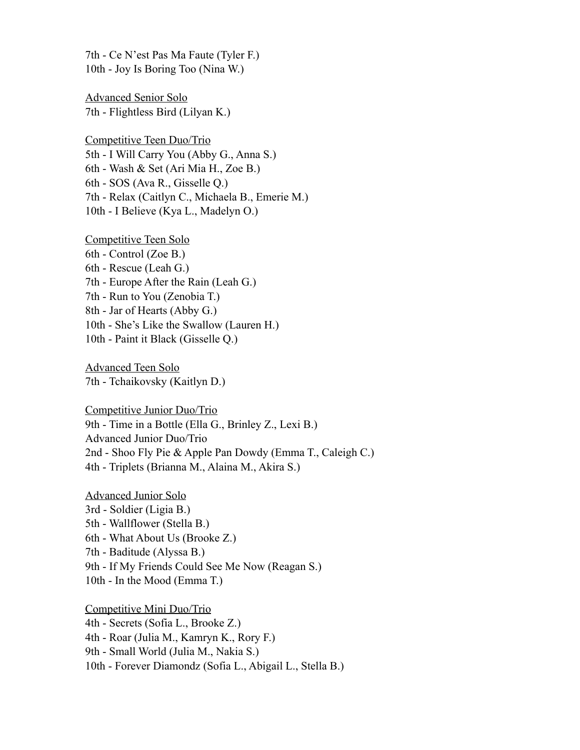7th - Ce N’est Pas Ma Faute (Tyler F.)
10th - Joy Is Boring Too (Nina W.)

<u>Advanced Senior Solo</u>
7th - Flightless Bird (Lilyan K.)

<u>Competitive Teen Duo/Trio</u>
5th - I Will Carry You (Abby G., Anna S.)
6th - Wash & Set (Ari Mia H., Zoe B.)
6th - SOS (Ava R., Gisselle Q.)
7th - Relax (Caitlyn C., Michaela B., Emerie M.)
10th - I Believe (Kya L., Madelyn O.)

<u>Competitive Teen Solo</u>
6th - Control (Zoe B.)
6th - Rescue (Leah G.)
7th - Europe After the Rain (Leah G.)
7th - Run to You (Zenobia T.)
8th - Jar of Hearts (Abby G.)
10th - She’s Like the Swallow (Lauren H.)
10th - Paint it Black (Gisselle Q.)

<u>Advanced Teen Solo</u>
7th - Tchaikovsky (Kaitlyn D.)

<u>Competitive Junior Duo/Trio</u>
9th - Time in a Bottle (Ella G., Brinley Z., Lexi B.)
Advanced Junior Duo/Trio
2nd - Shoo Fly Pie & Apple Pan Dowdy (Emma T., Caleigh C.)
4th - Triplets (Brianna M., Alaina M., Akira S.)

<u>Advanced Junior Solo</u>
3rd - Soldier (Ligia B.)
5th - Wallflower (Stella B.)
6th - What About Us (Brooke Z.)
7th - Baditude (Alyssa B.)
9th - If My Friends Could See Me Now (Reagan S.)
10th - In the Mood (Emma T.)

<u>Competitive Mini Duo/Trio</u>
4th - Secrets (Sofia L., Brooke Z.)
4th - Roar (Julia M., Kamryn K., Rory F.)
9th - Small World (Julia M., Nakia S.)
10th - Forever Diamondz (Sofia L., Abigail L., Stella B.)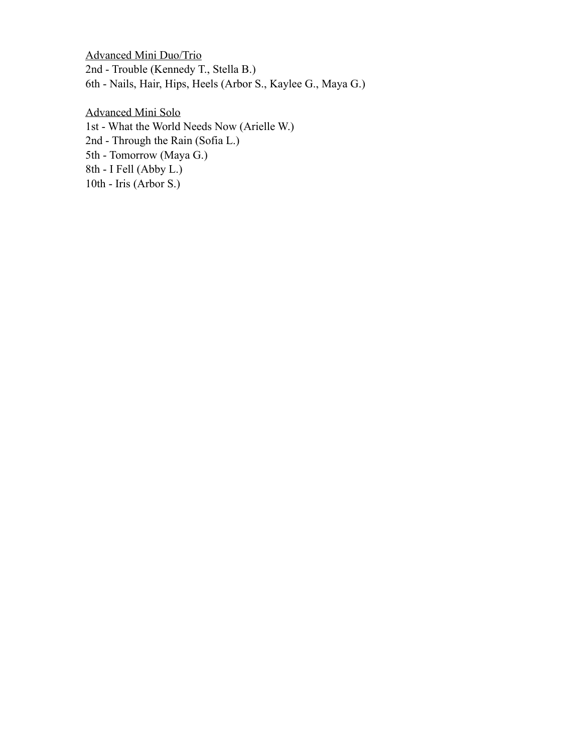<u>Advanced Mini Duo/Trio</u>
2nd - Trouble (Kennedy T., Stella B.)
6th - Nails, Hair, Hips, Heels (Arbor S., Kaylee G., Maya G.)

<u>Advanced Mini Solo</u>
1st - What the World Needs Now (Arielle W.)
2nd - Through the Rain (Sofia L.)
5th - Tomorrow (Maya G.)
8th - I Fell (Abby L.)
10th - Iris (Arbor S.)